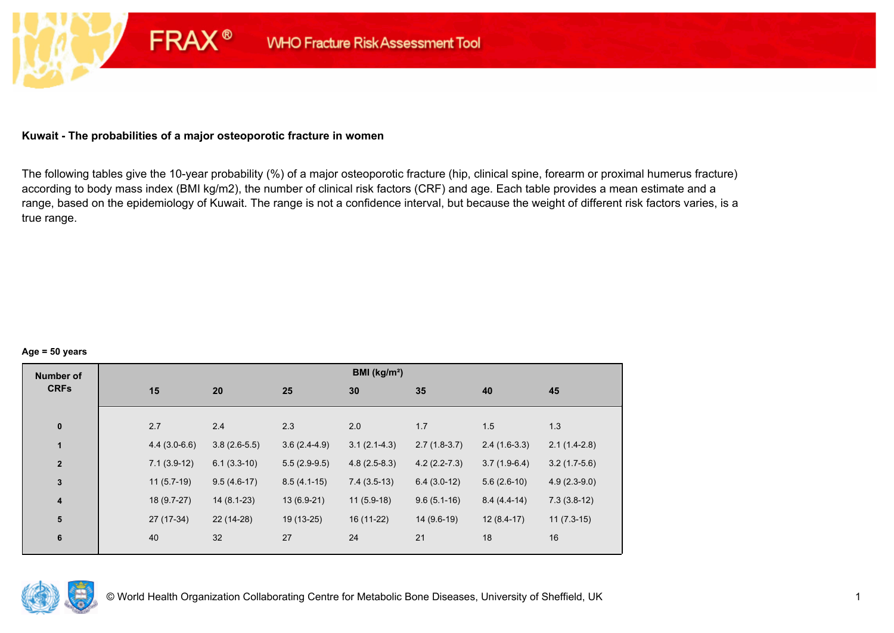FRAX® WHO Fracture Risk Assessment Tool

**Kuwait - The probabilities of a major osteoporotic fracture in women**

The following tables give the 10-year probability (%) of a major osteoporotic fracture (hip, clinical spine, forearm or proximal humerus fracture) according to body mass index (BMI kg/m2), the number of clinical risk factors (CRF) and age. Each table provides a mean estimate and a range, based on the epidemiology of Kuwait. The range is not a confidence interval, but because the weight of different risk factors varies, is a true range.

**Age = 50 years**

| Number of CRFs | BMI (kg/m²) | | | | | | |
|---|---|---|---|---|---|---|---|
| | **15** | **20** | **25** | **30** | **35** | **40** | **45** |
| **0** | 2.7 | 2.4 | 2.3 | 2.0 | 1.7 | 1.5 | 1.3 |
| **1** | 4.4 (3.0-6.6) | 3.8 (2.6-5.5) | 3.6 (2.4-4.9) | 3.1 (2.1-4.3) | 2.7 (1.8-3.7) | 2.4 (1.6-3.3) | 2.1 (1.4-2.8) |
| **2** | 7.1 (3.9-12) | 6.1 (3.3-10) | 5.5 (2.9-9.5) | 4.8 (2.5-8.3) | 4.2 (2.2-7.3) | 3.7 (1.9-6.4) | 3.2 (1.7-5.6) |
| **3** | 11 (5.7-19) | 9.5 (4.6-17) | 8.5 (4.1-15) | 7.4 (3.5-13) | 6.4 (3.0-12) | 5.6 (2.6-10) | 4.9 (2.3-9.0) |
| **4** | 18 (9.7-27) | 14 (8.1-23) | 13 (6.9-21) | 11 (5.9-18) | 9.6 (5.1-16) | 8.4 (4.4-14) | 7.3 (3.8-12) |
| **5** | 27 (17-34) | 22 (14-28) | 19 (13-25) | 16 (11-22) | 14 (9.6-19) | 12 (8.4-17) | 11 (7.3-15) |
| **6** | 40 | 32 | 27 | 24 | 21 | 18 | 16 |

© World Health Organization Collaborating Centre for Metabolic Bone Diseases, University of Sheffield, UK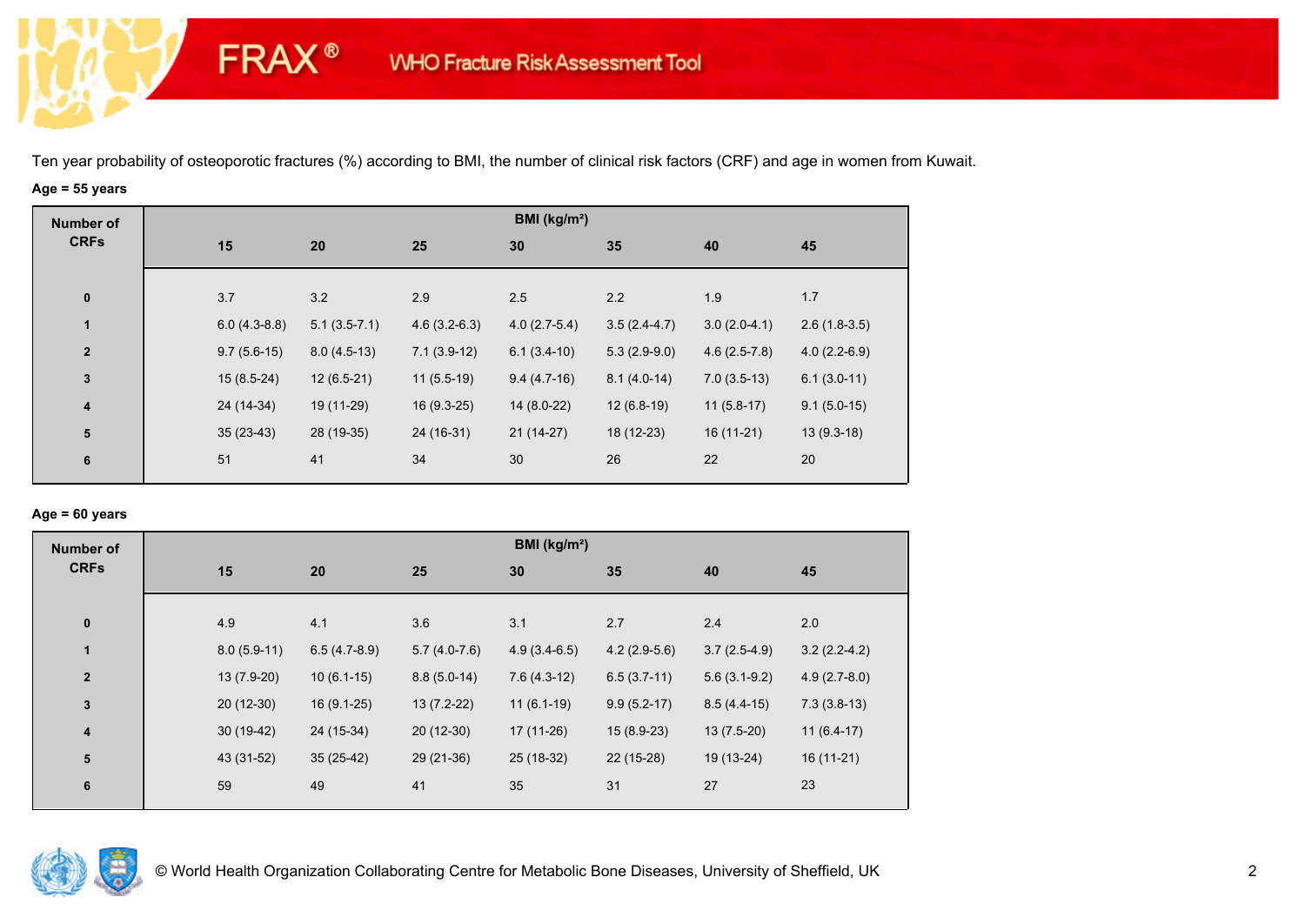FRAX® WHO Fracture Risk Assessment Tool

Ten year probability of osteoporotic fractures (%) according to BMI, the number of clinical risk factors (CRF) and age in women from Kuwait.

**Age = 55 years**

| Number of CRFs | BMI (kg/m²) | | | | | | |
|---|---|---|---|---|---|---|---|
| | 15 | 20 | 25 | 30 | 35 | 40 | 45 |
| 0 | 3.7 | 3.2 | 2.9 | 2.5 | 2.2 | 1.9 | 1.7 |
| 1 | 6.0 (4.3-8.8) | 5.1 (3.5-7.1) | 4.6 (3.2-6.3) | 4.0 (2.7-5.4) | 3.5 (2.4-4.7) | 3.0 (2.0-4.1) | 2.6 (1.8-3.5) |
| 2 | 9.7 (5.6-15) | 8.0 (4.5-13) | 7.1 (3.9-12) | 6.1 (3.4-10) | 5.3 (2.9-9.0) | 4.6 (2.5-7.8) | 4.0 (2.2-6.9) |
| 3 | 15 (8.5-24) | 12 (6.5-21) | 11 (5.5-19) | 9.4 (4.7-16) | 8.1 (4.0-14) | 7.0 (3.5-13) | 6.1 (3.0-11) |
| 4 | 24 (14-34) | 19 (11-29) | 16 (9.3-25) | 14 (8.0-22) | 12 (6.8-19) | 11 (5.8-17) | 9.1 (5.0-15) |
| 5 | 35 (23-43) | 28 (19-35) | 24 (16-31) | 21 (14-27) | 18 (12-23) | 16 (11-21) | 13 (9.3-18) |
| 6 | 51 | 41 | 34 | 30 | 26 | 22 | 20 |

**Age = 60 years**

| Number of CRFs | BMI (kg/m²) | | | | | | |
|---|---|---|---|---|---|---|---|
| | 15 | 20 | 25 | 30 | 35 | 40 | 45 |
| 0 | 4.9 | 4.1 | 3.6 | 3.1 | 2.7 | 2.4 | 2.0 |
| 1 | 8.0 (5.9-11) | 6.5 (4.7-8.9) | 5.7 (4.0-7.6) | 4.9 (3.4-6.5) | 4.2 (2.9-5.6) | 3.7 (2.5-4.9) | 3.2 (2.2-4.2) |
| 2 | 13 (7.9-20) | 10 (6.1-15) | 8.8 (5.0-14) | 7.6 (4.3-12) | 6.5 (3.7-11) | 5.6 (3.1-9.2) | 4.9 (2.7-8.0) |
| 3 | 20 (12-30) | 16 (9.1-25) | 13 (7.2-22) | 11 (6.1-19) | 9.9 (5.2-17) | 8.5 (4.4-15) | 7.3 (3.8-13) |
| 4 | 30 (19-42) | 24 (15-34) | 20 (12-30) | 17 (11-26) | 15 (8.9-23) | 13 (7.5-20) | 11 (6.4-17) |
| 5 | 43 (31-52) | 35 (25-42) | 29 (21-36) | 25 (18-32) | 22 (15-28) | 19 (13-24) | 16 (11-21) |
| 6 | 59 | 49 | 41 | 35 | 31 | 27 | 23 |

© World Health Organization Collaborating Centre for Metabolic Bone Diseases, University of Sheffield, UK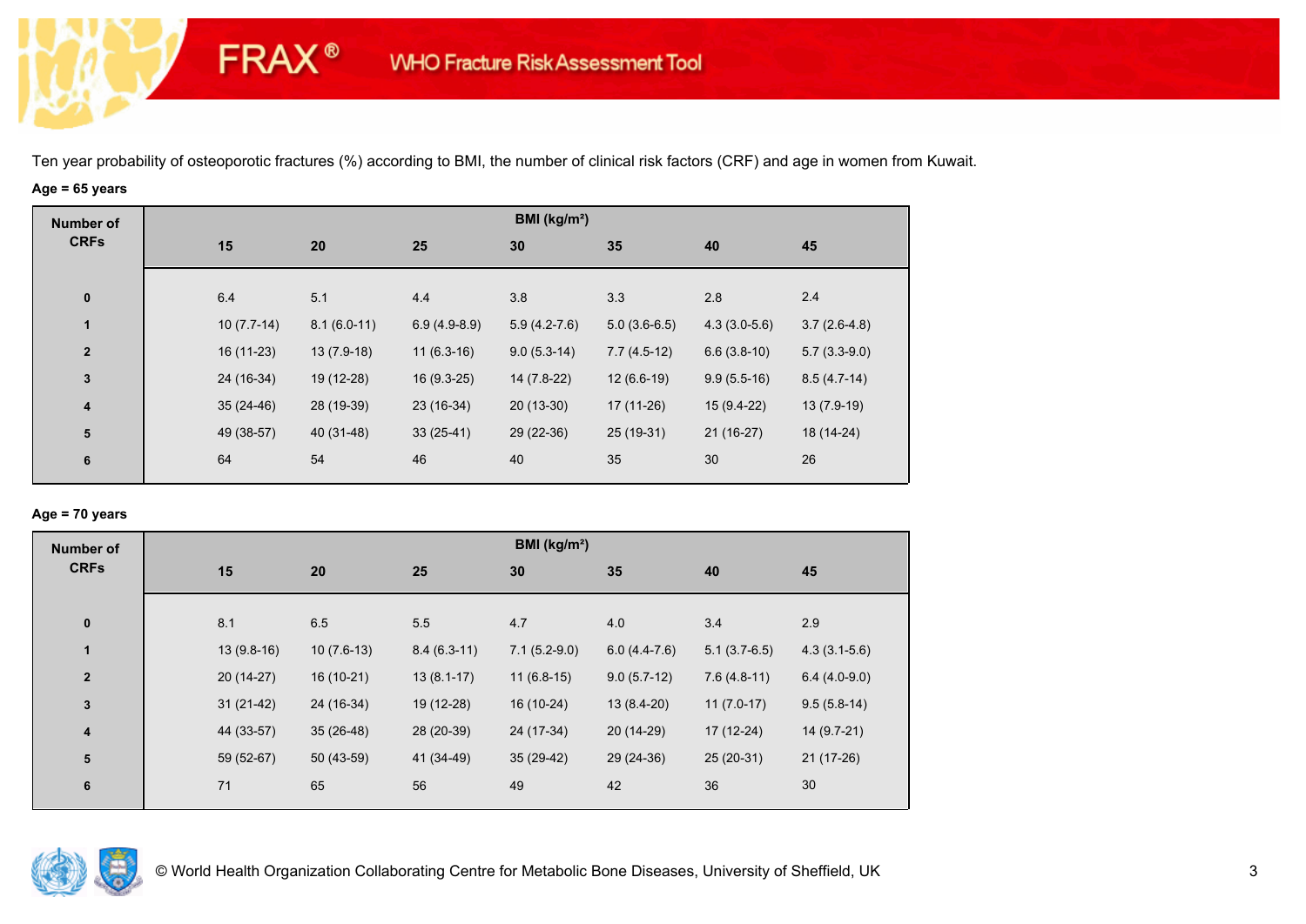# FRAX® WHO Fracture Risk Assessment Tool

Ten year probability of osteoporotic fractures (%) according to BMI, the number of clinical risk factors (CRF) and age in women from Kuwait.

**Age = 65 years**

| Number of CRFs | BMI (kg/m²) | | | | | | |
|---|---|---|---|---|---|---|---|
| | **15** | **20** | **25** | **30** | **35** | **40** | **45** |
| **0** | 6.4 | 5.1 | 4.4 | 3.8 | 3.3 | 2.8 | 2.4 |
| **1** | 10 (7.7-14) | 8.1 (6.0-11) | 6.9 (4.9-8.9) | 5.9 (4.2-7.6) | 5.0 (3.6-6.5) | 4.3 (3.0-5.6) | 3.7 (2.6-4.8) |
| **2** | 16 (11-23) | 13 (7.9-18) | 11 (6.3-16) | 9.0 (5.3-14) | 7.7 (4.5-12) | 6.6 (3.8-10) | 5.7 (3.3-9.0) |
| **3** | 24 (16-34) | 19 (12-28) | 16 (9.3-25) | 14 (7.8-22) | 12 (6.6-19) | 9.9 (5.5-16) | 8.5 (4.7-14) |
| **4** | 35 (24-46) | 28 (19-39) | 23 (16-34) | 20 (13-30) | 17 (11-26) | 15 (9.4-22) | 13 (7.9-19) |
| **5** | 49 (38-57) | 40 (31-48) | 33 (25-41) | 29 (22-36) | 25 (19-31) | 21 (16-27) | 18 (14-24) |
| **6** | 64 | 54 | 46 | 40 | 35 | 30 | 26 |

**Age = 70 years**

| Number of CRFs | BMI (kg/m²) | | | | | | |
|---|---|---|---|---|---|---|---|
| | **15** | **20** | **25** | **30** | **35** | **40** | **45** |
| **0** | 8.1 | 6.5 | 5.5 | 4.7 | 4.0 | 3.4 | 2.9 |
| **1** | 13 (9.8-16) | 10 (7.6-13) | 8.4 (6.3-11) | 7.1 (5.2-9.0) | 6.0 (4.4-7.6) | 5.1 (3.7-6.5) | 4.3 (3.1-5.6) |
| **2** | 20 (14-27) | 16 (10-21) | 13 (8.1-17) | 11 (6.8-15) | 9.0 (5.7-12) | 7.6 (4.8-11) | 6.4 (4.0-9.0) |
| **3** | 31 (21-42) | 24 (16-34) | 19 (12-28) | 16 (10-24) | 13 (8.4-20) | 11 (7.0-17) | 9.5 (5.8-14) |
| **4** | 44 (33-57) | 35 (26-48) | 28 (20-39) | 24 (17-34) | 20 (14-29) | 17 (12-24) | 14 (9.7-21) |
| **5** | 59 (52-67) | 50 (43-59) | 41 (34-49) | 35 (29-42) | 29 (24-36) | 25 (20-31) | 21 (17-26) |
| **6** | 71 | 65 | 56 | 49 | 42 | 36 | 30 |

© World Health Organization Collaborating Centre for Metabolic Bone Diseases, University of Sheffield, UK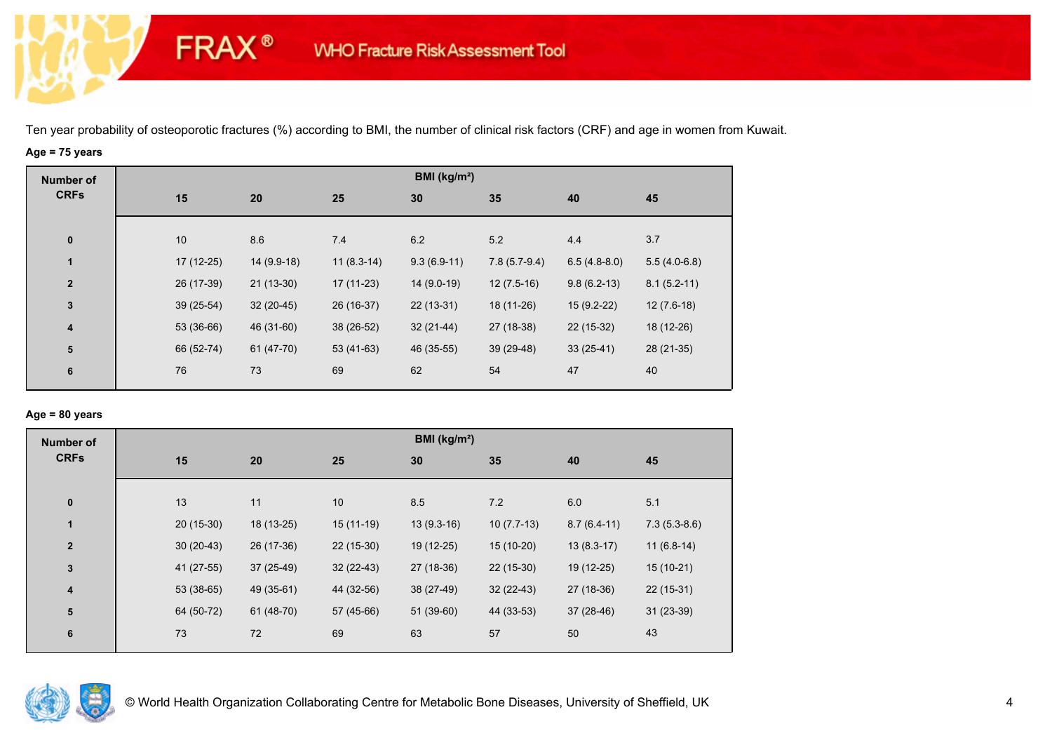Ten year probability of osteoporotic fractures (%) according to BMI, the number of clinical risk factors (CRF) and age in women from Kuwait.

**Age = 75 years**

| Number of CRFs | BMI (kg/m²) | | | | | | |
|---|---|---|---|---|---|---|---|
| | 15 | 20 | 25 | 30 | 35 | 40 | 45 |
| 0 | 10 | 8.6 | 7.4 | 6.2 | 5.2 | 4.4 | 3.7 |
| 1 | 17 (12-25) | 14 (9.9-18) | 11 (8.3-14) | 9.3 (6.9-11) | 7.8 (5.7-9.4) | 6.5 (4.8-8.0) | 5.5 (4.0-6.8) |
| 2 | 26 (17-39) | 21 (13-30) | 17 (11-23) | 14 (9.0-19) | 12 (7.5-16) | 9.8 (6.2-13) | 8.1 (5.2-11) |
| 3 | 39 (25-54) | 32 (20-45) | 26 (16-37) | 22 (13-31) | 18 (11-26) | 15 (9.2-22) | 12 (7.6-18) |
| 4 | 53 (36-66) | 46 (31-60) | 38 (26-52) | 32 (21-44) | 27 (18-38) | 22 (15-32) | 18 (12-26) |
| 5 | 66 (52-74) | 61 (47-70) | 53 (41-63) | 46 (35-55) | 39 (29-48) | 33 (25-41) | 28 (21-35) |
| 6 | 76 | 73 | 69 | 62 | 54 | 47 | 40 |

**Age = 80 years**

| Number of CRFs | BMI (kg/m²) | | | | | | |
|---|---|---|---|---|---|---|---|
| | 15 | 20 | 25 | 30 | 35 | 40 | 45 |
| 0 | 13 | 11 | 10 | 8.5 | 7.2 | 6.0 | 5.1 |
| 1 | 20 (15-30) | 18 (13-25) | 15 (11-19) | 13 (9.3-16) | 10 (7.7-13) | 8.7 (6.4-11) | 7.3 (5.3-8.6) |
| 2 | 30 (20-43) | 26 (17-36) | 22 (15-30) | 19 (12-25) | 15 (10-20) | 13 (8.3-17) | 11 (6.8-14) |
| 3 | 41 (27-55) | 37 (25-49) | 32 (22-43) | 27 (18-36) | 22 (15-30) | 19 (12-25) | 15 (10-21) |
| 4 | 53 (38-65) | 49 (35-61) | 44 (32-56) | 38 (27-49) | 32 (22-43) | 27 (18-36) | 22 (15-31) |
| 5 | 64 (50-72) | 61 (48-70) | 57 (45-66) | 51 (39-60) | 44 (33-53) | 37 (28-46) | 31 (23-39) |
| 6 | 73 | 72 | 69 | 63 | 57 | 50 | 43 |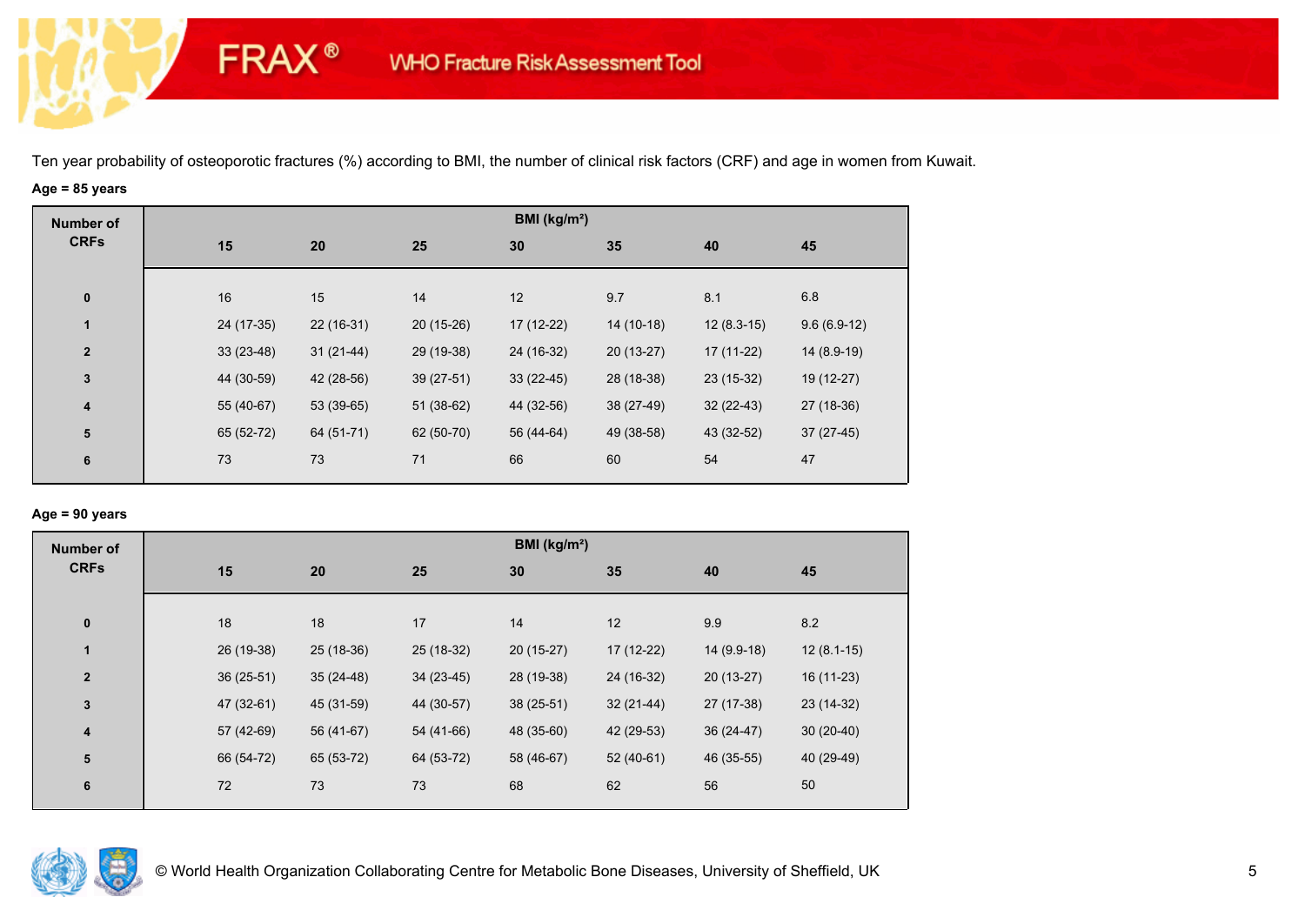FRAX® WHO Fracture Risk Assessment Tool

Ten year probability of osteoporotic fractures (%) according to BMI, the number of clinical risk factors (CRF) and age in women from Kuwait.

**Age = 85 years**

| Number of CRFs | BMI (kg/m²) | | | | | | |
|---|---|---|---|---|---|---|---|
| | 15 | 20 | 25 | 30 | 35 | 40 | 45 |
| 0 | 16 | 15 | 14 | 12 | 9.7 | 8.1 | 6.8 |
| 1 | 24 (17-35) | 22 (16-31) | 20 (15-26) | 17 (12-22) | 14 (10-18) | 12 (8.3-15) | 9.6 (6.9-12) |
| 2 | 33 (23-48) | 31 (21-44) | 29 (19-38) | 24 (16-32) | 20 (13-27) | 17 (11-22) | 14 (8.9-19) |
| 3 | 44 (30-59) | 42 (28-56) | 39 (27-51) | 33 (22-45) | 28 (18-38) | 23 (15-32) | 19 (12-27) |
| 4 | 55 (40-67) | 53 (39-65) | 51 (38-62) | 44 (32-56) | 38 (27-49) | 32 (22-43) | 27 (18-36) |
| 5 | 65 (52-72) | 64 (51-71) | 62 (50-70) | 56 (44-64) | 49 (38-58) | 43 (32-52) | 37 (27-45) |
| 6 | 73 | 73 | 71 | 66 | 60 | 54 | 47 |

**Age = 90 years**

| Number of CRFs | BMI (kg/m²) | | | | | | |
|---|---|---|---|---|---|---|---|
| | 15 | 20 | 25 | 30 | 35 | 40 | 45 |
| 0 | 18 | 18 | 17 | 14 | 12 | 9.9 | 8.2 |
| 1 | 26 (19-38) | 25 (18-36) | 25 (18-32) | 20 (15-27) | 17 (12-22) | 14 (9.9-18) | 12 (8.1-15) |
| 2 | 36 (25-51) | 35 (24-48) | 34 (23-45) | 28 (19-38) | 24 (16-32) | 20 (13-27) | 16 (11-23) |
| 3 | 47 (32-61) | 45 (31-59) | 44 (30-57) | 38 (25-51) | 32 (21-44) | 27 (17-38) | 23 (14-32) |
| 4 | 57 (42-69) | 56 (41-67) | 54 (41-66) | 48 (35-60) | 42 (29-53) | 36 (24-47) | 30 (20-40) |
| 5 | 66 (54-72) | 65 (53-72) | 64 (53-72) | 58 (46-67) | 52 (40-61) | 46 (35-55) | 40 (29-49) |
| 6 | 72 | 73 | 73 | 68 | 62 | 56 | 50 |

© World Health Organization Collaborating Centre for Metabolic Bone Diseases, University of Sheffield, UK